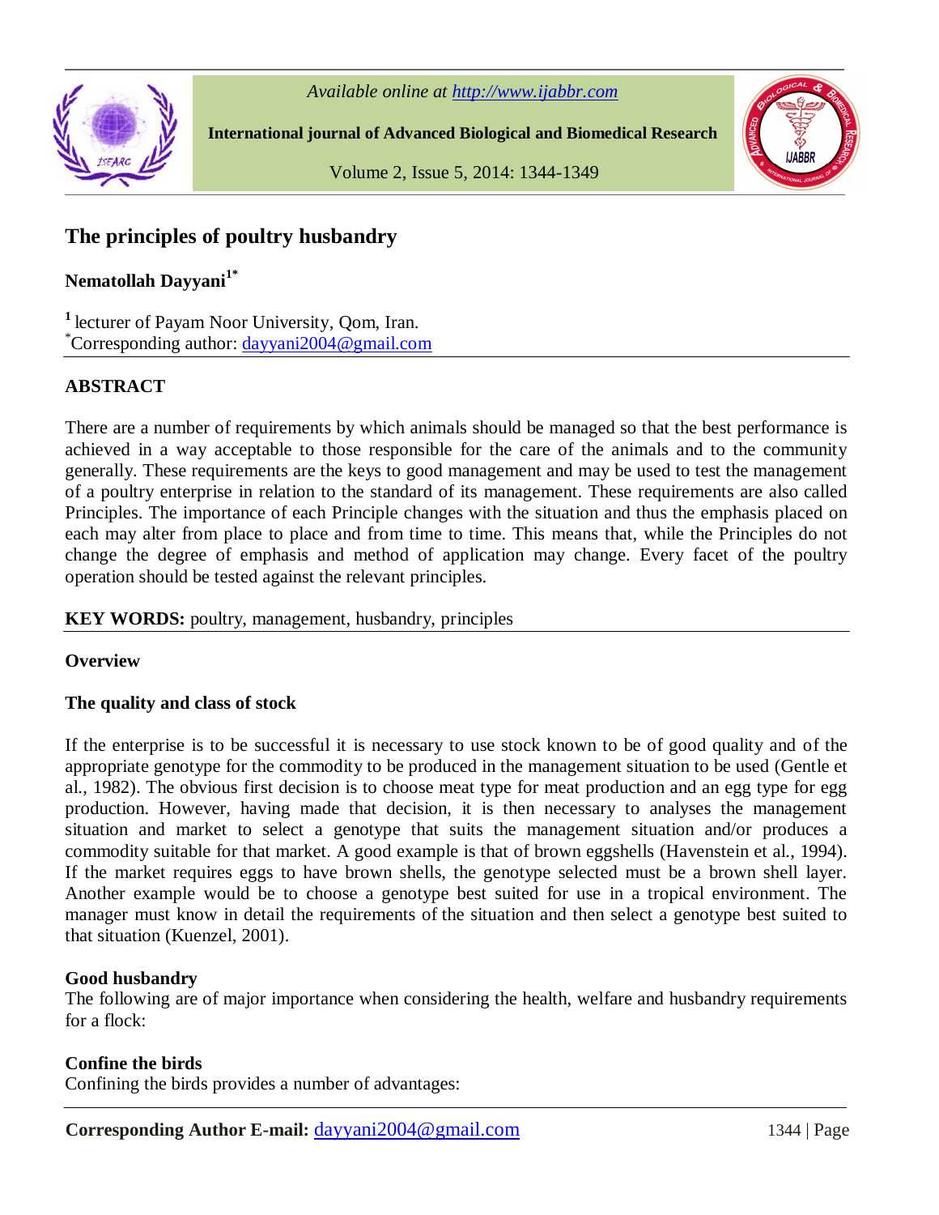# The principles of poultry husbandry

**Nematollah Dayyani[1*]**

[1] lecturer of Payam Noor University, Qom, Iran.
[*]Corresponding author: dayyani2004@gmail.com

## ABSTRACT

There are a number of requirements by which animals should be managed so that the best performance is achieved in a way acceptable to those responsible for the care of the animals and to the community generally. These requirements are the keys to good management and may be used to test the management of a poultry enterprise in relation to the standard of its management. These requirements are also called Principles. The importance of each Principle changes with the situation and thus the emphasis placed on each may alter from place to place and from time to time. This means that, while the Principles do not change the degree of emphasis and method of application may change. Every facet of the poultry operation should be tested against the relevant principles.

**KEY WORDS:** poultry, management, husbandry, principles

## Overview

### The quality and class of stock

If the enterprise is to be successful it is necessary to use stock known to be of good quality and of the appropriate genotype for the commodity to be produced in the management situation to be used (Gentle et al., 1982). The obvious first decision is to choose meat type for meat production and an egg type for egg production. However, having made that decision, it is then necessary to analyses the management situation and market to select a genotype that suits the management situation and/or produces a commodity suitable for that market. A good example is that of brown eggshells (Havenstein et al., 1994). If the market requires eggs to have brown shells, the genotype selected must be a brown shell layer. Another example would be to choose a genotype best suited for use in a tropical environment. The manager must know in detail the requirements of the situation and then select a genotype best suited to that situation (Kuenzel, 2001).

### Good husbandry

The following are of major importance when considering the health, welfare and husbandry requirements for a flock:

### Confine the birds

Confining the birds provides a number of advantages: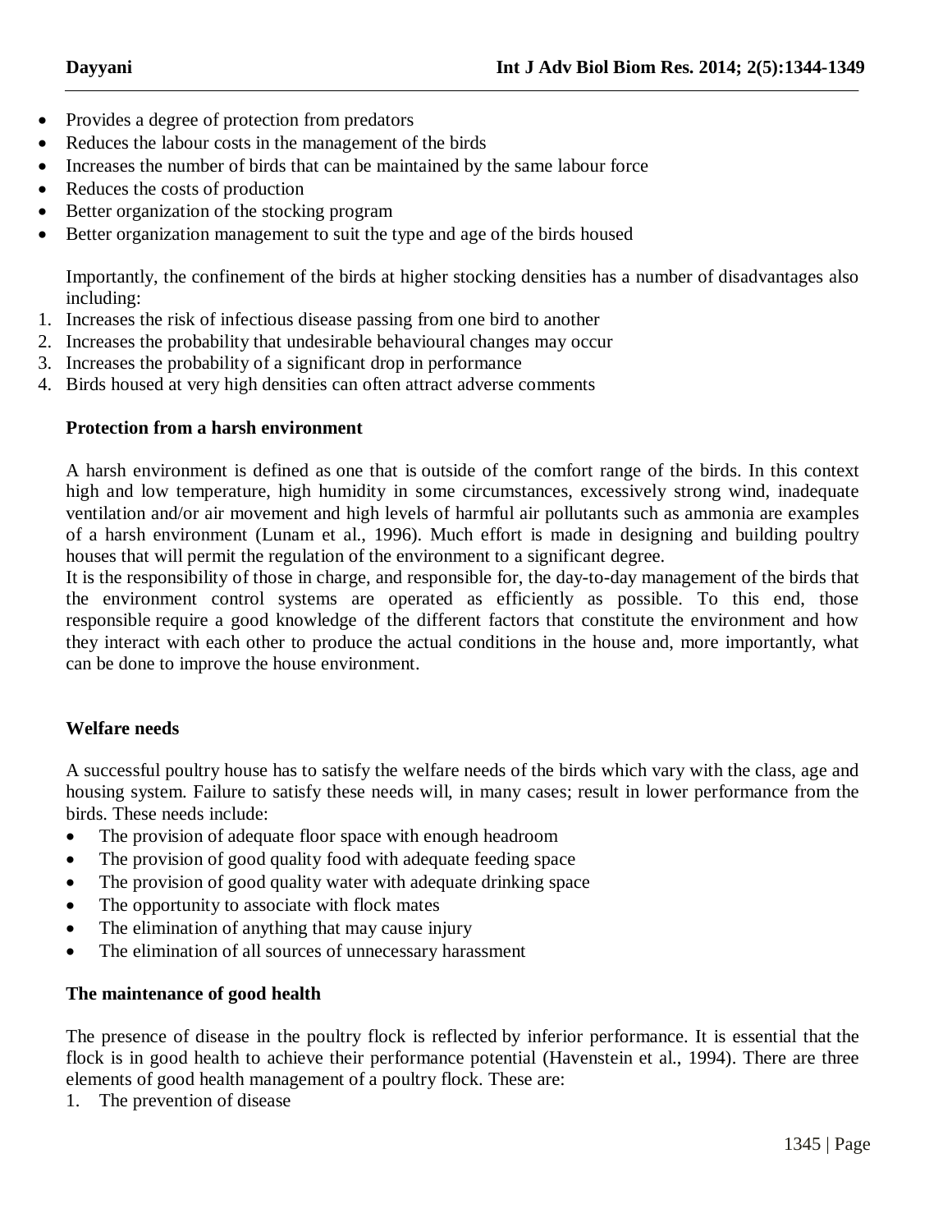- Provides a degree of protection from predators
- Reduces the labour costs in the management of the birds
- Increases the number of birds that can be maintained by the same labour force
- Reduces the costs of production
- Better organization of the stocking program
- Better organization management to suit the type and age of the birds housed

Importantly, the confinement of the birds at higher stocking densities has a number of disadvantages also including:

1. Increases the risk of infectious disease passing from one bird to another
2. Increases the probability that undesirable behavioural changes may occur
3. Increases the probability of a significant drop in performance
4. Birds housed at very high densities can often attract adverse comments

**Protection from a harsh environment**

A harsh environment is defined as one that is outside of the comfort range of the birds. In this context high and low temperature, high humidity in some circumstances, excessively strong wind, inadequate ventilation and/or air movement and high levels of harmful air pollutants such as ammonia are examples of a harsh environment (Lunam et al., 1996). Much effort is made in designing and building poultry houses that will permit the regulation of the environment to a significant degree.

It is the responsibility of those in charge, and responsible for, the day-to-day management of the birds that the environment control systems are operated as efficiently as possible. To this end, those responsible require a good knowledge of the different factors that constitute the environment and how they interact with each other to produce the actual conditions in the house and, more importantly, what can be done to improve the house environment.

**Welfare needs**

A successful poultry house has to satisfy the welfare needs of the birds which vary with the class, age and housing system. Failure to satisfy these needs will, in many cases; result in lower performance from the birds. These needs include:

- The provision of adequate floor space with enough headroom
- The provision of good quality food with adequate feeding space
- The provision of good quality water with adequate drinking space
- The opportunity to associate with flock mates
- The elimination of anything that may cause injury
- The elimination of all sources of unnecessary harassment

**The maintenance of good health**

The presence of disease in the poultry flock is reflected by inferior performance. It is essential that the flock is in good health to achieve their performance potential (Havenstein et al., 1994). There are three elements of good health management of a poultry flock. These are:

1. The prevention of disease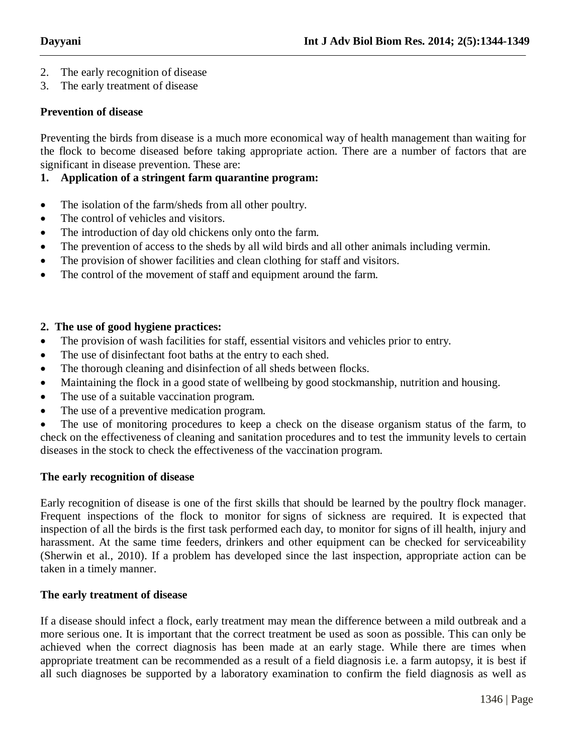2. The early recognition of disease
3. The early treatment of disease

**Prevention of disease**

Preventing the birds from disease is a much more economical way of health management than waiting for the flock to become diseased before taking appropriate action. There are a number of factors that are significant in disease prevention. These are:

**1. Application of a stringent farm quarantine program:**

- The isolation of the farm/sheds from all other poultry.
- The control of vehicles and visitors.
- The introduction of day old chickens only onto the farm.
- The prevention of access to the sheds by all wild birds and all other animals including vermin.
- The provision of shower facilities and clean clothing for staff and visitors.
- The control of the movement of staff and equipment around the farm.

**2. The use of good hygiene practices:**

- The provision of wash facilities for staff, essential visitors and vehicles prior to entry.
- The use of disinfectant foot baths at the entry to each shed.
- The thorough cleaning and disinfection of all sheds between flocks.
- Maintaining the flock in a good state of wellbeing by good stockmanship, nutrition and housing.
- The use of a suitable vaccination program.
- The use of a preventive medication program.
- The use of monitoring procedures to keep a check on the disease organism status of the farm, to check on the effectiveness of cleaning and sanitation procedures and to test the immunity levels to certain diseases in the stock to check the effectiveness of the vaccination program.

**The early recognition of disease**

Early recognition of disease is one of the first skills that should be learned by the poultry flock manager. Frequent inspections of the flock to monitor for signs of sickness are required. It is expected that inspection of all the birds is the first task performed each day, to monitor for signs of ill health, injury and harassment. At the same time feeders, drinkers and other equipment can be checked for serviceability (Sherwin et al., 2010). If a problem has developed since the last inspection, appropriate action can be taken in a timely manner.

**The early treatment of disease**

If a disease should infect a flock, early treatment may mean the difference between a mild outbreak and a more serious one. It is important that the correct treatment be used as soon as possible. This can only be achieved when the correct diagnosis has been made at an early stage. While there are times when appropriate treatment can be recommended as a result of a field diagnosis i.e. a farm autopsy, it is best if all such diagnoses be supported by a laboratory examination to confirm the field diagnosis as well as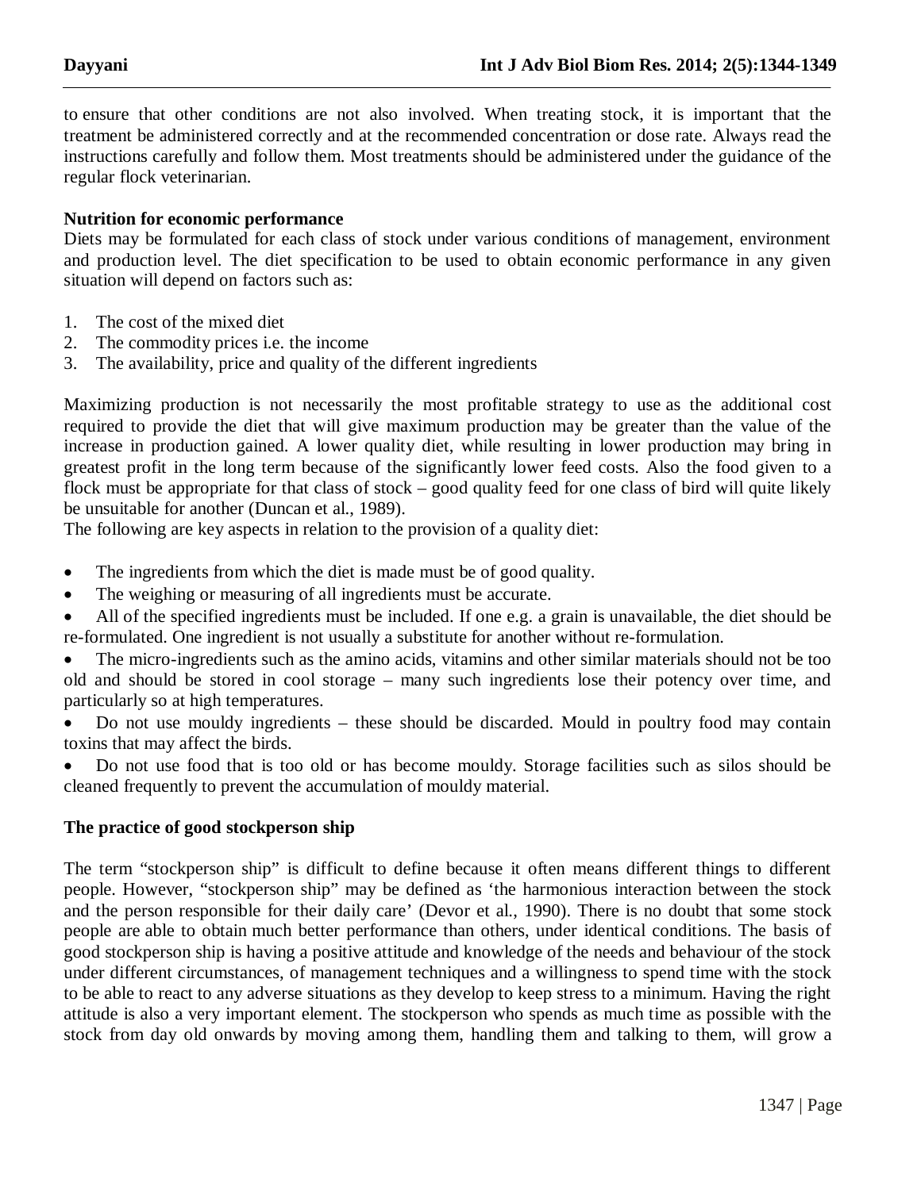to ensure that other conditions are not also involved. When treating stock, it is important that the treatment be administered correctly and at the recommended concentration or dose rate. Always read the instructions carefully and follow them. Most treatments should be administered under the guidance of the regular flock veterinarian.

**Nutrition for economic performance**

Diets may be formulated for each class of stock under various conditions of management, environment and production level. The diet specification to be used to obtain economic performance in any given situation will depend on factors such as:

1. The cost of the mixed diet
2. The commodity prices i.e. the income
3. The availability, price and quality of the different ingredients

Maximizing production is not necessarily the most profitable strategy to use as the additional cost required to provide the diet that will give maximum production may be greater than the value of the increase in production gained. A lower quality diet, while resulting in lower production may bring in greatest profit in the long term because of the significantly lower feed costs. Also the food given to a flock must be appropriate for that class of stock – good quality feed for one class of bird will quite likely be unsuitable for another (Duncan et al., 1989).

The following are key aspects in relation to the provision of a quality diet:

- The ingredients from which the diet is made must be of good quality.
- The weighing or measuring of all ingredients must be accurate.
- All of the specified ingredients must be included. If one e.g. a grain is unavailable, the diet should be re-formulated. One ingredient is not usually a substitute for another without re-formulation.
- The micro-ingredients such as the amino acids, vitamins and other similar materials should not be too old and should be stored in cool storage – many such ingredients lose their potency over time, and particularly so at high temperatures.
- Do not use mouldy ingredients – these should be discarded. Mould in poultry food may contain toxins that may affect the birds.
- Do not use food that is too old or has become mouldy. Storage facilities such as silos should be cleaned frequently to prevent the accumulation of mouldy material.

**The practice of good stockperson ship**

The term "stockperson ship" is difficult to define because it often means different things to different people. However, "stockperson ship" may be defined as 'the harmonious interaction between the stock and the person responsible for their daily care' (Devor et al., 1990). There is no doubt that some stock people are able to obtain much better performance than others, under identical conditions. The basis of good stockperson ship is having a positive attitude and knowledge of the needs and behaviour of the stock under different circumstances, of management techniques and a willingness to spend time with the stock to be able to react to any adverse situations as they develop to keep stress to a minimum. Having the right attitude is also a very important element. The stockperson who spends as much time as possible with the stock from day old onwards by moving among them, handling them and talking to them, will grow a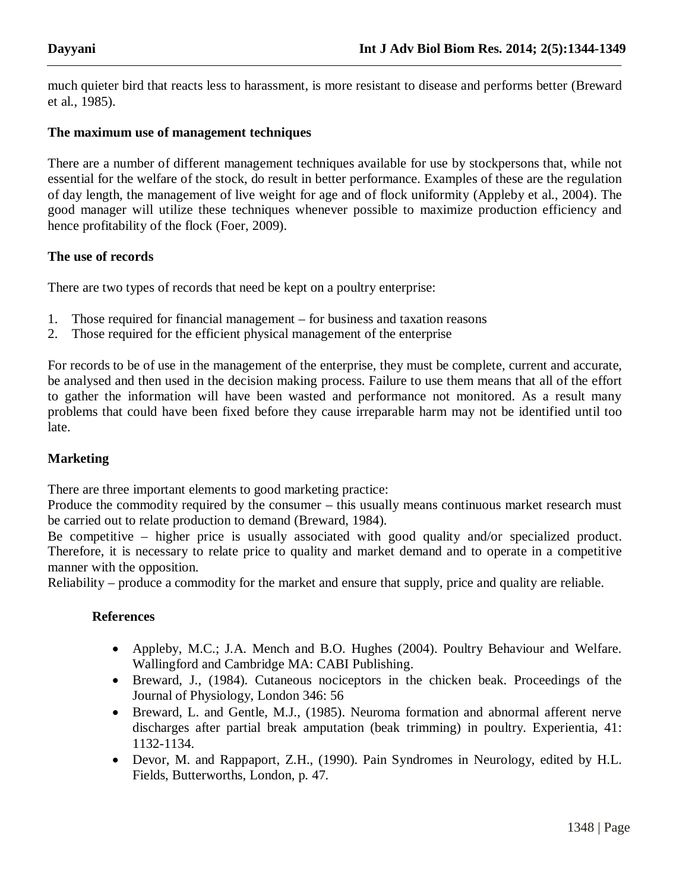much quieter bird that reacts less to harassment, is more resistant to disease and performs better (Breward et al., 1985).

**The maximum use of management techniques**

There are a number of different management techniques available for use by stockpersons that, while not essential for the welfare of the stock, do result in better performance. Examples of these are the regulation of day length, the management of live weight for age and of flock uniformity (Appleby et al., 2004). The good manager will utilize these techniques whenever possible to maximize production efficiency and hence profitability of the flock (Foer, 2009).

**The use of records**

There are two types of records that need be kept on a poultry enterprise:

1. Those required for financial management – for business and taxation reasons
2. Those required for the efficient physical management of the enterprise

For records to be of use in the management of the enterprise, they must be complete, current and accurate, be analysed and then used in the decision making process. Failure to use them means that all of the effort to gather the information will have been wasted and performance not monitored. As a result many problems that could have been fixed before they cause irreparable harm may not be identified until too late.

**Marketing**

There are three important elements to good marketing practice:
Produce the commodity required by the consumer – this usually means continuous market research must be carried out to relate production to demand (Breward, 1984).
Be competitive – higher price is usually associated with good quality and/or specialized product. Therefore, it is necessary to relate price to quality and market demand and to operate in a competitive manner with the opposition.
Reliability – produce a commodity for the market and ensure that supply, price and quality are reliable.

**References**

- Appleby, M.C.; J.A. Mench and B.O. Hughes (2004). Poultry Behaviour and Welfare. Wallingford and Cambridge MA: CABI Publishing.
- Breward, J., (1984). Cutaneous nociceptors in the chicken beak. Proceedings of the Journal of Physiology, London 346: 56
- Breward, L. and Gentle, M.J., (1985). Neuroma formation and abnormal afferent nerve discharges after partial break amputation (beak trimming) in poultry. Experientia, 41: 1132-1134.
- Devor, M. and Rappaport, Z.H., (1990). Pain Syndromes in Neurology, edited by H.L. Fields, Butterworths, London, p. 47.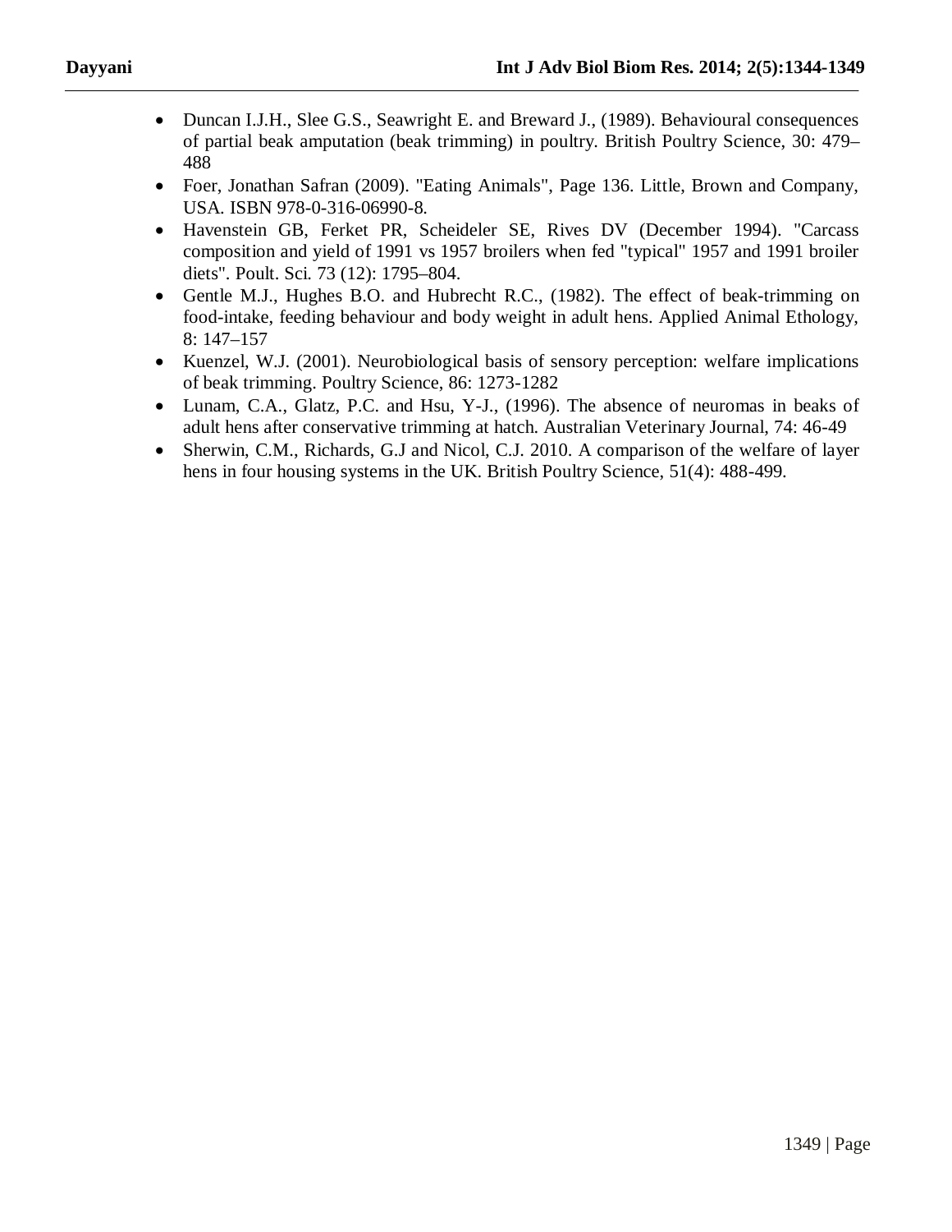- Duncan I.J.H., Slee G.S., Seawright E. and Breward J., (1989). Behavioural consequences of partial beak amputation (beak trimming) in poultry. British Poultry Science, 30: 479–488
- Foer, Jonathan Safran (2009). "Eating Animals", Page 136. Little, Brown and Company, USA. ISBN 978-0-316-06990-8.
- Havenstein GB, Ferket PR, Scheideler SE, Rives DV (December 1994). "Carcass composition and yield of 1991 vs 1957 broilers when fed "typical" 1957 and 1991 broiler diets". Poult. Sci. 73 (12): 1795–804.
- Gentle M.J., Hughes B.O. and Hubrecht R.C., (1982). The effect of beak-trimming on food-intake, feeding behaviour and body weight in adult hens. Applied Animal Ethology, 8: 147–157
- Kuenzel, W.J. (2001). Neurobiological basis of sensory perception: welfare implications of beak trimming. Poultry Science, 86: 1273-1282
- Lunam, C.A., Glatz, P.C. and Hsu, Y-J., (1996). The absence of neuromas in beaks of adult hens after conservative trimming at hatch. Australian Veterinary Journal, 74: 46-49
- Sherwin, C.M., Richards, G.J and Nicol, C.J. 2010. A comparison of the welfare of layer hens in four housing systems in the UK. British Poultry Science, 51(4): 488-499.